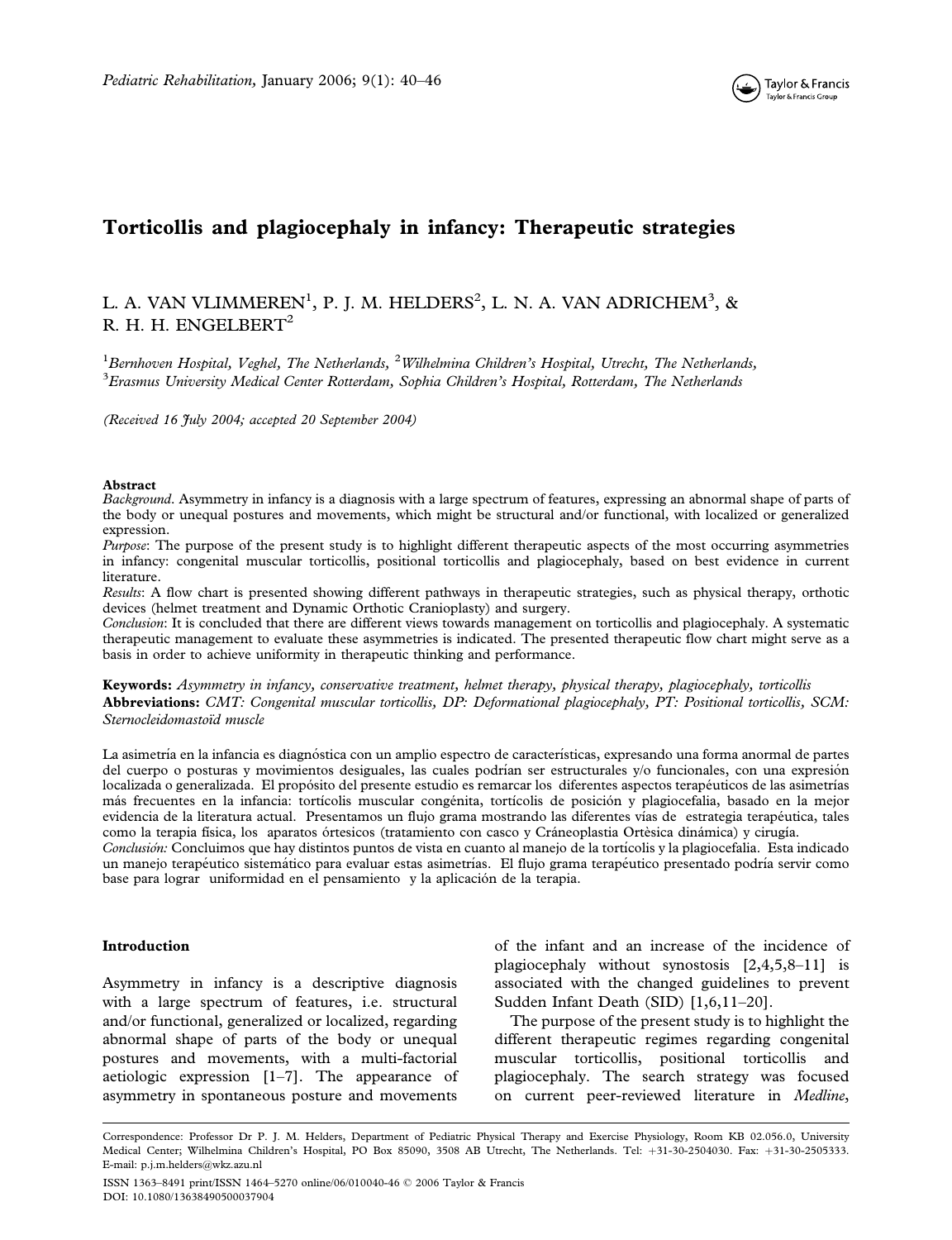# Torticollis and plagiocephaly in infancy: Therapeutic strategies

L. A. VAN VLIMMEREN[1], P. J. M. HELDERS[2], L. N. A. VAN ADRICHEM[3], & R. H. H. ENGELBERT[2]

[1]*Bernhoven Hospital, Veghel, The Netherlands,* [2]*Wilhelmina Children's Hospital, Utrecht, The Netherlands,* [3]*Erasmus University Medical Center Rotterdam, Sophia Children's Hospital, Rotterdam, The Netherlands*

*(Received 16 July 2004; accepted 20 September 2004)*

**Abstract**

*Background*. Asymmetry in infancy is a diagnosis with a large spectrum of features, expressing an abnormal shape of parts of the body or unequal postures and movements, which might be structural and/or functional, with localized or generalized expression.

*Purpose*: The purpose of the present study is to highlight different therapeutic aspects of the most occurring asymmetries in infancy: congenital muscular torticollis, positional torticollis and plagiocephaly, based on best evidence in current literature.

*Results*: A flow chart is presented showing different pathways in therapeutic strategies, such as physical therapy, orthotic devices (helmet treatment and Dynamic Orthotic Cranioplasty) and surgery.

*Conclusion*: It is concluded that there are different views towards management on torticollis and plagiocephaly. A systematic therapeutic management to evaluate these asymmetries is indicated. The presented therapeutic flow chart might serve as a basis in order to achieve uniformity in therapeutic thinking and performance.

**Keywords:** *Asymmetry in infancy, conservative treatment, helmet therapy, physical therapy, plagiocephaly, torticollis*

**Abbreviations:** *CMT: Congenital muscular torticollis, DP: Deformational plagiocephaly, PT: Positional torticollis, SCM: Sternocleidomastoïd muscle*

La asimetría en la infancia es diagnóstica con un amplio espectro de características, expresando una forma anormal de partes del cuerpo o posturas y movimientos desiguales, las cuales podrían ser estructurales y/o funcionales, con una expresión localizada o generalizada. El propósito del presente estudio es remarcar los diferentes aspectos terapéuticos de las asimetrías más frecuentes en la infancia: tortícolis muscular congénita, tortícolis de posición y plagiocefalia, basado en la mejor evidencia de la literatura actual. Presentamos un flujo grama mostrando las diferentes vías de estrategia terapéutica, tales como la terapia física, los aparatos órtesicos (tratamiento con casco y Cráneoplastia Ortèsica dinámica) y cirugía.

*Conclusión:* Concluimos que hay distintos puntos de vista en cuanto al manejo de la tortícolis y la plagiocefalia. Esta indicado un manejo terapéutico sistemático para evaluar estas asimetrías. El flujo grama terapéutico presentado podría servir como base para lograr uniformidad en el pensamiento y la aplicación de la terapia.

## Introduction

Asymmetry in infancy is a descriptive diagnosis with a large spectrum of features, i.e. structural and/or functional, generalized or localized, regarding abnormal shape of parts of the body or unequal postures and movements, with a multi-factorial aetiologic expression [1–7]. The appearance of asymmetry in spontaneous posture and movements of the infant and an increase of the incidence of plagiocephaly without synostosis [2,4,5,8–11] is associated with the changed guidelines to prevent Sudden Infant Death (SID) [1,6,11–20].

The purpose of the present study is to highlight the different therapeutic regimes regarding congenital muscular torticollis, positional torticollis and plagiocephaly. The search strategy was focused on current peer-reviewed literature in *Medline*,

Correspondence: Professor Dr P. J. M. Helders, Department of Pediatric Physical Therapy and Exercise Physiology, Room KB 02.056.0, University Medical Center; Wilhelmina Children's Hospital, PO Box 85090, 3508 AB Utrecht, The Netherlands. Tel: +31-30-2504030. Fax: +31-30-2505333. E-mail: p.j.m.helders@wkz.azu.nl

ISSN 1363–8491 print/ISSN 1464–5270 online/06/010040-46 © 2006 Taylor & Francis
DOI: 10.1080/13638490500037904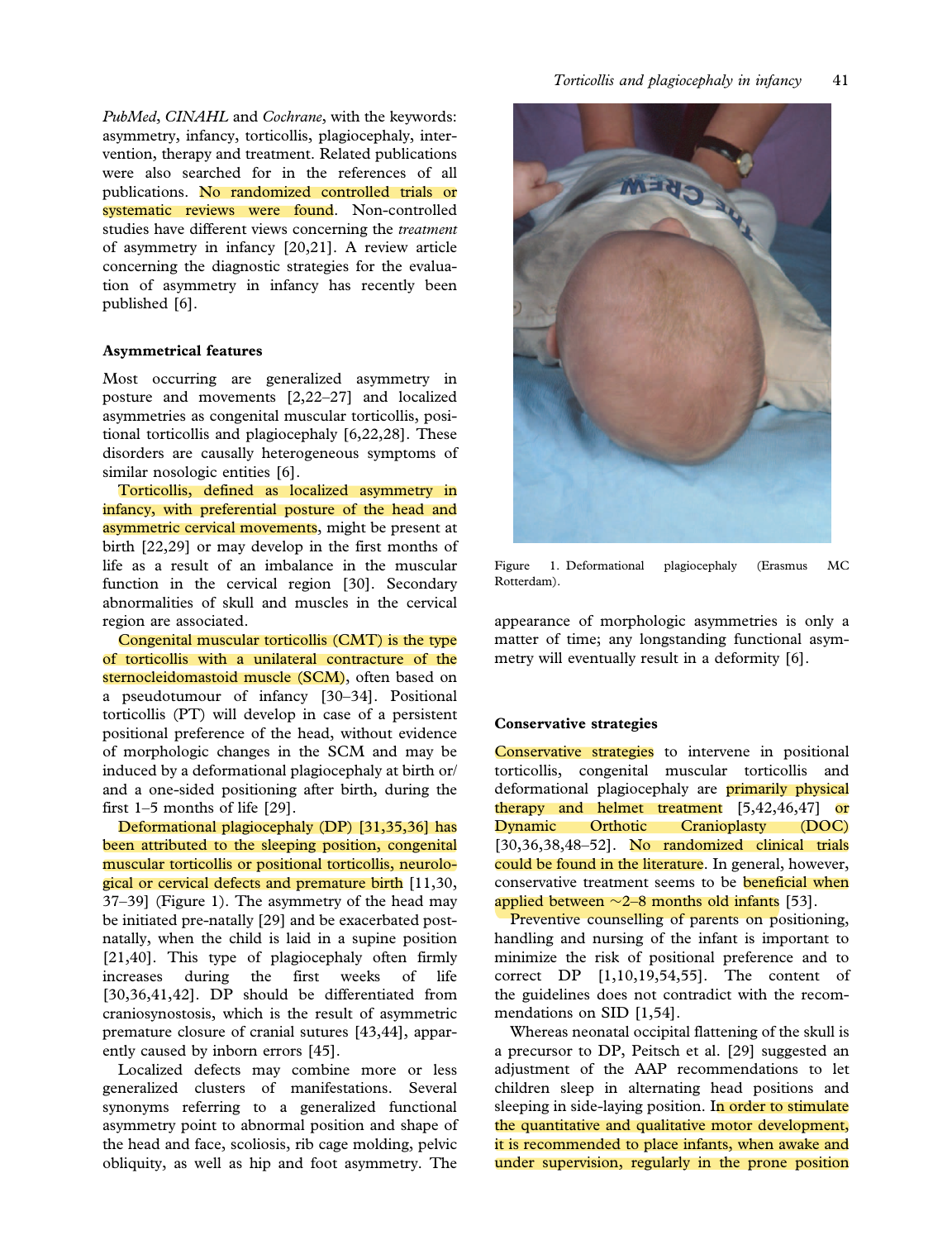PubMed, CINAHL and Cochrane, with the keywords: asymmetry, infancy, torticollis, plagiocephaly, intervention, therapy and treatment. Related publications were also searched for in the references of all publications. No randomized controlled trials or systematic reviews were found. Non-controlled studies have different views concerning the *treatment* of asymmetry in infancy [20,21]. A review article concerning the diagnostic strategies for the evaluation of asymmetry in infancy has recently been published [6].

### Asymmetrical features

Most occurring are generalized asymmetry in posture and movements [2,22–27] and localized asymmetries as congenital muscular torticollis, positional torticollis and plagiocephaly [6,22,28]. These disorders are causally heterogeneous symptoms of similar nosologic entities [6].

Torticollis, defined as localized asymmetry in infancy, with preferential posture of the head and asymmetric cervical movements, might be present at birth [22,29] or may develop in the first months of life as a result of an imbalance in the muscular function in the cervical region [30]. Secondary abnormalities of skull and muscles in the cervical region are associated.

Congenital muscular torticollis (CMT) is the type of torticollis with a unilateral contracture of the sternocleidomastoid muscle (SCM), often based on a pseudotumour of infancy [30–34]. Positional torticollis (PT) will develop in case of a persistent positional preference of the head, without evidence of morphologic changes in the SCM and may be induced by a deformational plagiocephaly at birth or/and a one-sided positioning after birth, during the first 1–5 months of life [29].

Deformational plagiocephaly (DP) [31,35,36] has been attributed to the sleeping position, congenital muscular torticollis or positional torticollis, neurological or cervical defects and premature birth [11,30,37–39] (Figure 1). The asymmetry of the head may be initiated pre-natally [29] and be exacerbated postnatally, when the child is laid in a supine position [21,40]. This type of plagiocephaly often firmly increases during the first weeks of life [30,36,41,42]. DP should be differentiated from craniosynostosis, which is the result of asymmetric premature closure of cranial sutures [43,44], apparently caused by inborn errors [45].

Localized defects may combine more or less generalized clusters of manifestations. Several synonyms referring to a generalized functional asymmetry point to abnormal position and shape of the head and face, scoliosis, rib cage molding, pelvic obliquity, as well as hip and foot asymmetry. The appearance of morphologic asymmetries is only a matter of time; any longstanding functional asymmetry will eventually result in a deformity [6].

Figure 1. Deformational plagiocephaly (Erasmus MC Rotterdam).

### Conservative strategies

Conservative strategies to intervene in positional torticollis, congenital muscular torticollis and deformational plagiocephaly are primarily physical therapy and helmet treatment [5,42,46,47] or Dynamic Orthotic Cranioplasty (DOC) [30,36,38,48–52]. No randomized clinical trials could be found in the literature. In general, however, conservative treatment seems to be beneficial when applied between ~2–8 months old infants [53].

Preventive counselling of parents on positioning, handling and nursing of the infant is important to minimize the risk of positional preference and to correct DP [1,10,19,54,55]. The content of the guidelines does not contradict with the recommendations on SID [1,54].

Whereas neonatal occipital flattening of the skull is a precursor to DP, Peitsch et al. [29] suggested an adjustment of the AAP recommendations to let children sleep in alternating head positions and sleeping in side-laying position. In order to stimulate the quantitative and qualitative motor development, it is recommended to place infants, when awake and under supervision, regularly in the prone position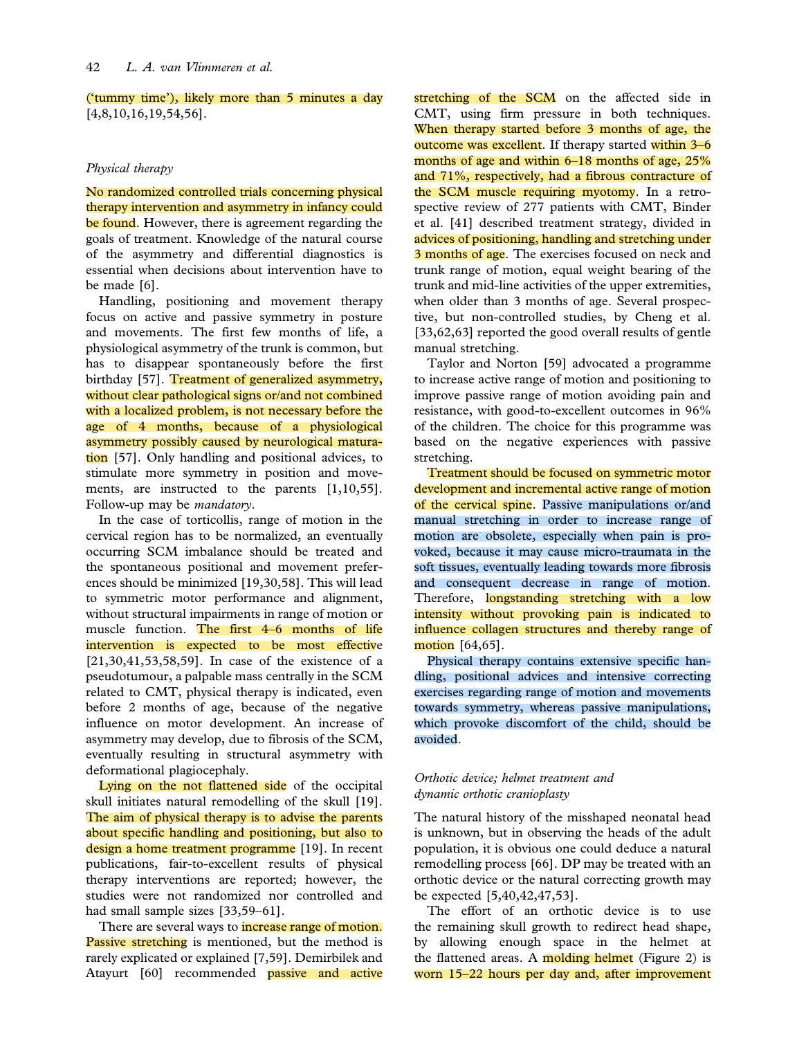('tummy time'), likely more than 5 minutes a day [4,8,10,16,19,54,56].

### Physical therapy

No randomized controlled trials concerning physical therapy intervention and asymmetry in infancy could be found. However, there is agreement regarding the goals of treatment. Knowledge of the natural course of the asymmetry and differential diagnostics is essential when decisions about intervention have to be made [6].

Handling, positioning and movement therapy focus on active and passive symmetry in posture and movements. The first few months of life, a physiological asymmetry of the trunk is common, but has to disappear spontaneously before the first birthday [57]. Treatment of generalized asymmetry, without clear pathological signs or/and not combined with a localized problem, is not necessary before the age of 4 months, because of a physiological asymmetry possibly caused by neurological maturation [57]. Only handling and positional advices, to stimulate more symmetry in position and movements, are instructed to the parents [1,10,55]. Follow-up may be *mandatory*.

In the case of torticollis, range of motion in the cervical region has to be normalized, an eventually occurring SCM imbalance should be treated and the spontaneous positional and movement preferences should be minimized [19,30,58]. This will lead to symmetric motor performance and alignment, without structural impairments in range of motion or muscle function. The first 4–6 months of life intervention is expected to be most effective [21,30,41,53,58,59]. In case of the existence of a pseudotumour, a palpable mass centrally in the SCM related to CMT, physical therapy is indicated, even before 2 months of age, because of the negative influence on motor development. An increase of asymmetry may develop, due to fibrosis of the SCM, eventually resulting in structural asymmetry with deformational plagiocephaly.

Lying on the not flattened side of the occipital skull initiates natural remodelling of the skull [19]. The aim of physical therapy is to advise the parents about specific handling and positioning, but also to design a home treatment programme [19]. In recent publications, fair-to-excellent results of physical therapy interventions are reported; however, the studies were not randomized nor controlled and had small sample sizes [33,59–61].

There are several ways to increase range of motion. Passive stretching is mentioned, but the method is rarely explicated or explained [7,59]. Demirbilek and Atayurt [60] recommended passive and active stretching of the SCM on the affected side in CMT, using firm pressure in both techniques. When therapy started before 3 months of age, the outcome was excellent. If therapy started within 3–6 months of age and within 6–18 months of age, 25% and 71%, respectively, had a fibrous contracture of the SCM muscle requiring myotomy. In a retrospective review of 277 patients with CMT, Binder et al. [41] described treatment strategy, divided in advices of positioning, handling and stretching under 3 months of age. The exercises focused on neck and trunk range of motion, equal weight bearing of the trunk and mid-line activities of the upper extremities, when older than 3 months of age. Several prospective, but non-controlled studies, by Cheng et al. [33,62,63] reported the good overall results of gentle manual stretching.

Taylor and Norton [59] advocated a programme to increase active range of motion and positioning to improve passive range of motion avoiding pain and resistance, with good-to-excellent outcomes in 96% of the children. The choice for this programme was based on the negative experiences with passive stretching.

Treatment should be focused on symmetric motor development and incremental active range of motion of the cervical spine. Passive manipulations or/and manual stretching in order to increase range of motion are obsolete, especially when pain is provoked, because it may cause micro-traumata in the soft tissues, eventually leading towards more fibrosis and consequent decrease in range of motion. Therefore, longstanding stretching with a low intensity without provoking pain is indicated to influence collagen structures and thereby range of motion [64,65].

Physical therapy contains extensive specific handling, positional advices and intensive correcting exercises regarding range of motion and movements towards symmetry, whereas passive manipulations, which provoke discomfort of the child, should be avoided.

### Orthotic device; helmet treatment and dynamic orthotic cranioplasty

The natural history of the misshaped neonatal head is unknown, but in observing the heads of the adult population, it is obvious one could deduce a natural remodelling process [66]. DP may be treated with an orthotic device or the natural correcting growth may be expected [5,40,42,47,53].

The effort of an orthotic device is to use the remaining skull growth to redirect head shape, by allowing enough space in the helmet at the flattened areas. A molding helmet (Figure 2) is worn 15–22 hours per day and, after improvement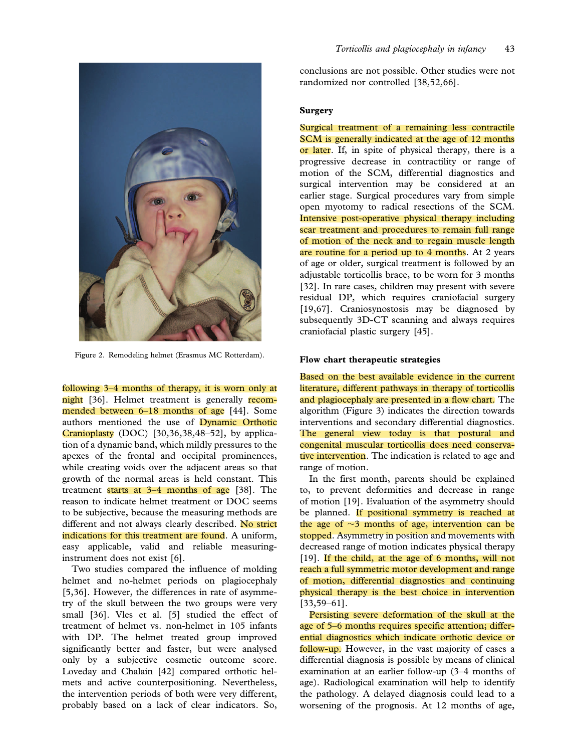Figure 2. Remodeling helmet (Erasmus MC Rotterdam).

following 3–4 months of therapy, it is worn only at night [36]. Helmet treatment is generally recommended between 6–18 months of age [44]. Some authors mentioned the use of Dynamic Orthotic Cranioplasty (DOC) [30,36,38,48–52], by application of a dynamic band, which mildly pressures to the apexes of the frontal and occipital prominences, while creating voids over the adjacent areas so that growth of the normal areas is held constant. This treatment starts at 3–4 months of age [38]. The reason to indicate helmet treatment or DOC seems to be subjective, because the measuring methods are different and not always clearly described. No strict indications for this treatment are found. A uniform, easy applicable, valid and reliable measuring-instrument does not exist [6].

Two studies compared the influence of molding helmet and no-helmet periods on plagiocephaly [5,36]. However, the differences in rate of asymmetry of the skull between the two groups were very small [36]. Vles et al. [5] studied the effect of treatment of helmet vs. non-helmet in 105 infants with DP. The helmet treated group improved significantly better and faster, but were analysed only by a subjective cosmetic outcome score. Loveday and Chalain [42] compared orthotic helmets and active counterpositioning. Nevertheless, the intervention periods of both were very different, probably based on a lack of clear indicators. So, conclusions are not possible. Other studies were not randomized nor controlled [38,52,66].

## Surgery

Surgical treatment of a remaining less contractile SCM is generally indicated at the age of 12 months or later. If, in spite of physical therapy, there is a progressive decrease in contractility or range of motion of the SCM, differential diagnostics and surgical intervention may be considered at an earlier stage. Surgical procedures vary from simple open myotomy to radical resections of the SCM. Intensive post-operative physical therapy including scar treatment and procedures to remain full range of motion of the neck and to regain muscle length are routine for a period up to 4 months. At 2 years of age or older, surgical treatment is followed by an adjustable torticollis brace, to be worn for 3 months [32]. In rare cases, children may present with severe residual DP, which requires craniofacial surgery [19,67]. Craniosynostosis may be diagnosed by subsequently 3D-CT scanning and always requires craniofacial plastic surgery [45].

## Flow chart therapeutic strategies

Based on the best available evidence in the current literature, different pathways in therapy of torticollis and plagiocephaly are presented in a flow chart. The algorithm (Figure 3) indicates the direction towards interventions and secondary differential diagnostics. The general view today is that postural and congenital muscular torticollis does need conservative intervention. The indication is related to age and range of motion.

In the first month, parents should be explained to, to prevent deformities and decrease in range of motion [19]. Evaluation of the asymmetry should be planned. If positional symmetry is reached at the age of ~3 months of age, intervention can be stopped. Asymmetry in position and movements with decreased range of motion indicates physical therapy [19]. If the child, at the age of 6 months, will not reach a full symmetric motor development and range of motion, differential diagnostics and continuing physical therapy is the best choice in intervention [33,59–61].

Persisting severe deformation of the skull at the age of 5–6 months requires specific attention; differential diagnostics which indicate orthotic device or follow-up. However, in the vast majority of cases a differential diagnosis is possible by means of clinical examination at an earlier follow-up (3–4 months of age). Radiological examination will help to identify the pathology. A delayed diagnosis could lead to a worsening of the prognosis. At 12 months of age,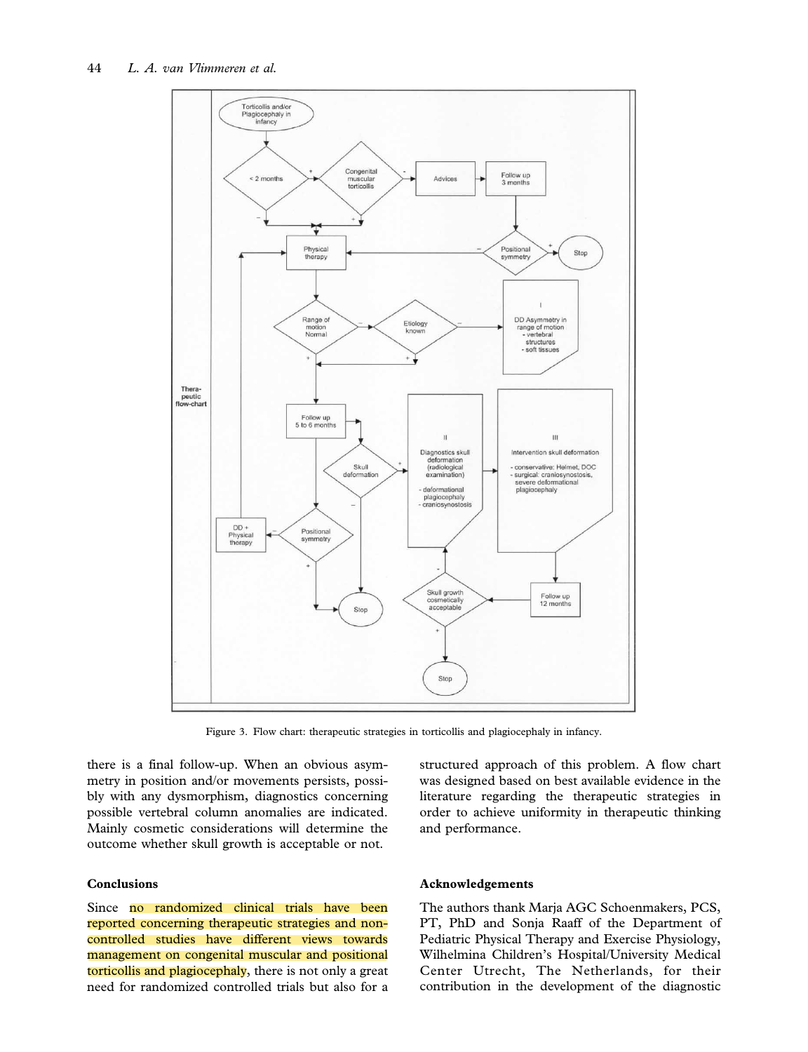Figure 3. Flow chart: therapeutic strategies in torticollis and plagiocephaly in infancy.

there is a final follow-up. When an obvious asymmetry in position and/or movements persists, possibly with any dysmorphism, diagnostics concerning possible vertebral column anomalies are indicated. Mainly cosmetic considerations will determine the outcome whether skull growth is acceptable or not.

## Conclusions

Since no randomized clinical trials have been reported concerning therapeutic strategies and non-controlled studies have different views towards management on congenital muscular and positional torticollis and plagiocephaly, there is not only a great need for randomized controlled trials but also for a structured approach of this problem. A flow chart was designed based on best available evidence in the literature regarding the therapeutic strategies in order to achieve uniformity in therapeutic thinking and performance.

## Acknowledgements

The authors thank Marja AGC Schoenmakers, PCS, PT, PhD and Sonja Raaff of the Department of Pediatric Physical Therapy and Exercise Physiology, Wilhelmina Children's Hospital/University Medical Center Utrecht, The Netherlands, for their contribution in the development of the diagnostic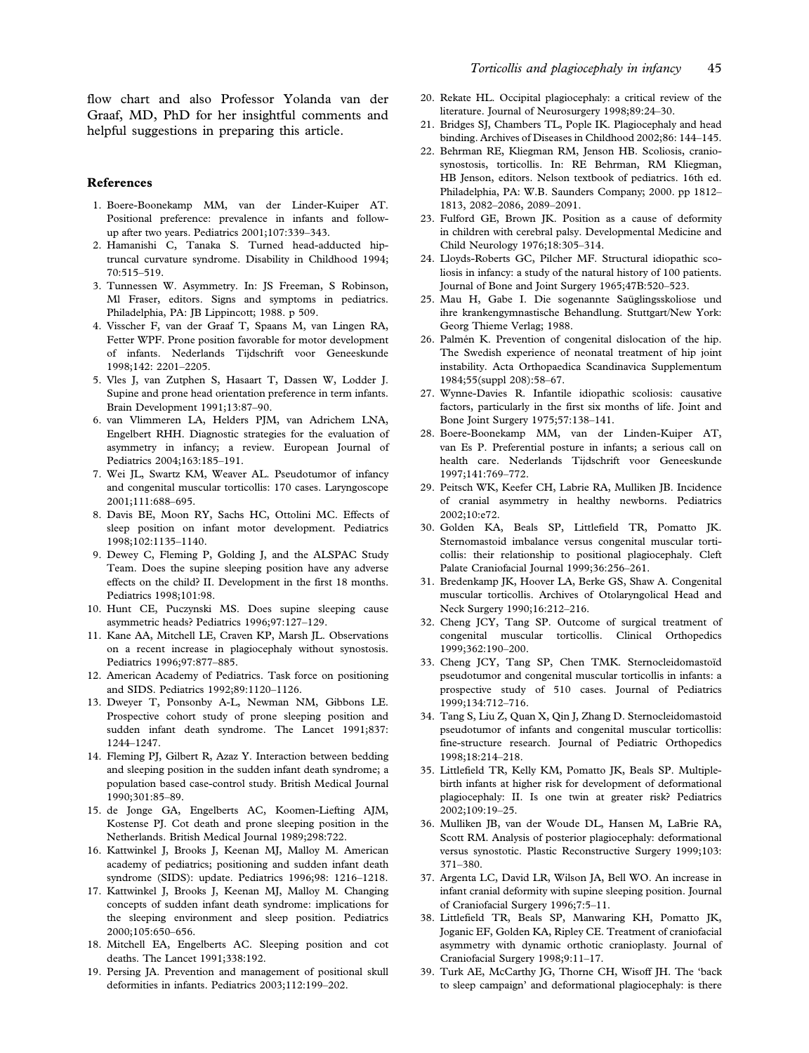flow chart and also Professor Yolanda van der Graaf, MD, PhD for her insightful comments and helpful suggestions in preparing this article.

## References

1. Boere-Boonekamp MM, van der Linder-Kuiper AT. Positional preference: prevalence in infants and follow-up after two years. Pediatrics 2001;107:339–343.
2. Hamanishi C, Tanaka S. Turned head-adducted hip-truncal curvature syndrome. Disability in Childhood 1994; 70:515–519.
3. Tunnessen W. Asymmetry. In: JS Freeman, S Robinson, Ml Fraser, editors. Signs and symptoms in pediatrics. Philadelphia, PA: JB Lippincott; 1988. p 509.
4. Visscher F, van der Graaf T, Spaans M, van Lingen RA, Fetter WPF. Prone position favorable for motor development of infants. Nederlands Tijdschrift voor Geneeskunde 1998;142: 2201–2205.
5. Vles J, van Zutphen S, Hasaart T, Dassen W, Lodder J. Supine and prone head orientation preference in term infants. Brain Development 1991;13:87–90.
6. van Vlimmeren LA, Helders PJM, van Adrichem LNA, Engelbert RHH. Diagnostic strategies for the evaluation of asymmetry in infancy; a review. European Journal of Pediatrics 2004;163:185–191.
7. Wei JL, Swartz KM, Weaver AL. Pseudotumor of infancy and congenital muscular torticollis: 170 cases. Laryngoscope 2001;111:688–695.
8. Davis BE, Moon RY, Sachs HC, Ottolini MC. Effects of sleep position on infant motor development. Pediatrics 1998;102:1135–1140.
9. Dewey C, Fleming P, Golding J, and the ALSPAC Study Team. Does the supine sleeping position have any adverse effects on the child? II. Development in the first 18 months. Pediatrics 1998;101:98.
10. Hunt CE, Puczynski MS. Does supine sleeping cause asymmetric heads? Pediatrics 1996;97:127–129.
11. Kane AA, Mitchell LE, Craven KP, Marsh JL. Observations on a recent increase in plagiocephaly without synostosis. Pediatrics 1996;97:877–885.
12. American Academy of Pediatrics. Task force on positioning and SIDS. Pediatrics 1992;89:1120–1126.
13. Dweyer T, Ponsonby A-L, Newman NM, Gibbons LE. Prospective cohort study of prone sleeping position and sudden infant death syndrome. The Lancet 1991;837: 1244–1247.
14. Fleming PJ, Gilbert R, Azaz Y. Interaction between bedding and sleeping position in the sudden infant death syndrome; a population based case-control study. British Medical Journal 1990;301:85–89.
15. de Jonge GA, Engelberts AC, Koomen-Liefting AJM, Kostense PJ. Cot death and prone sleeping position in the Netherlands. British Medical Journal 1989;298:722.
16. Kattwinkel J, Brooks J, Keenan MJ, Malloy M. American academy of pediatrics; positioning and sudden infant death syndrome (SIDS): update. Pediatrics 1996;98: 1216–1218.
17. Kattwinkel J, Brooks J, Keenan MJ, Malloy M. Changing concepts of sudden infant death syndrome: implications for the sleeping environment and sleep position. Pediatrics 2000;105:650–656.
18. Mitchell EA, Engelberts AC. Sleeping position and cot deaths. The Lancet 1991;338:192.
19. Persing JA. Prevention and management of positional skull deformities in infants. Pediatrics 2003;112:199–202.
20. Rekate HL. Occipital plagiocephaly: a critical review of the literature. Journal of Neurosurgery 1998;89:24–30.
21. Bridges SJ, Chambers TL, Pople IK. Plagiocephaly and head binding. Archives of Diseases in Childhood 2002;86: 144–145.
22. Behrman RE, Kliegman RM, Jenson HB. Scoliosis, craniosynostosis, torticollis. In: RE Behrman, RM Kliegman, HB Jenson, editors. Nelson textbook of pediatrics. 16th ed. Philadelphia, PA: W.B. Saunders Company; 2000. pp 1812–1813, 2082–2086, 2089–2091.
23. Fulford GE, Brown JK. Position as a cause of deformity in children with cerebral palsy. Developmental Medicine and Child Neurology 1976;18:305–314.
24. Lloyds-Roberts GC, Pilcher MF. Structural idiopathic scoliosis in infancy: a study of the natural history of 100 patients. Journal of Bone and Joint Surgery 1965;47B:520–523.
25. Mau H, Gabe I. Die sogenannte Saüglingsskoliose und ihre krankengymnastische Behandlung. Stuttgart/New York: Georg Thieme Verlag; 1988.
26. Palmén K. Prevention of congenital dislocation of the hip. The Swedish experience of neonatal treatment of hip joint instability. Acta Orthopaedica Scandinavica Supplementum 1984;55(suppl 208):58–67.
27. Wynne-Davies R. Infantile idiopathic scoliosis: causative factors, particularly in the first six months of life. Joint and Bone Joint Surgery 1975;57:138–141.
28. Boere-Boonekamp MM, van der Linden-Kuiper AT, van Es P. Preferential posture in infants; a serious call on health care. Nederlands Tijdschrift voor Geneeskunde 1997;141:769–772.
29. Peitsch WK, Keefer CH, Labrie RA, Mulliken JB. Incidence of cranial asymmetry in healthy newborns. Pediatrics 2002;10:e72.
30. Golden KA, Beals SP, Littlefield TR, Pomatto JK. Sternomastoid imbalance versus congenital muscular torticollis: their relationship to positional plagiocephaly. Cleft Palate Craniofacial Journal 1999;36:256–261.
31. Bredenkamp JK, Hoover LA, Berke GS, Shaw A. Congenital muscular torticollis. Archives of Otolaryngolical Head and Neck Surgery 1990;16:212–216.
32. Cheng JCY, Tang SP. Outcome of surgical treatment of congenital muscular torticollis. Clinical Orthopedics 1999;362:190–200.
33. Cheng JCY, Tang SP, Chen TMK. Sternocleidomastoïd pseudotumor and congenital muscular torticollis in infants: a prospective study of 510 cases. Journal of Pediatrics 1999;134:712–716.
34. Tang S, Liu Z, Quan X, Qin J, Zhang D. Sternocleidomastoid pseudotumor of infants and congenital muscular torticollis: fine-structure research. Journal of Pediatric Orthopedics 1998;18:214–218.
35. Littlefield TR, Kelly KM, Pomatto JK, Beals SP. Multiple-birth infants at higher risk for development of deformational plagiocephaly: II. Is one twin at greater risk? Pediatrics 2002;109:19–25.
36. Mulliken JB, van der Woude DL, Hansen M, LaBrie RA, Scott RM. Analysis of posterior plagiocephaly: deformational versus synostotic. Plastic Reconstructive Surgery 1999;103: 371–380.
37. Argenta LC, David LR, Wilson JA, Bell WO. An increase in infant cranial deformity with supine sleeping position. Journal of Craniofacial Surgery 1996;7:5–11.
38. Littlefield TR, Beals SP, Manwaring KH, Pomatto JK, Joganic EF, Golden KA, Ripley CE. Treatment of craniofacial asymmetry with dynamic orthotic cranioplasty. Journal of Craniofacial Surgery 1998;9:11–17.
39. Turk AE, McCarthy JG, Thorne CH, Wisoff JH. The 'back to sleep campaign' and deformational plagiocephaly: is there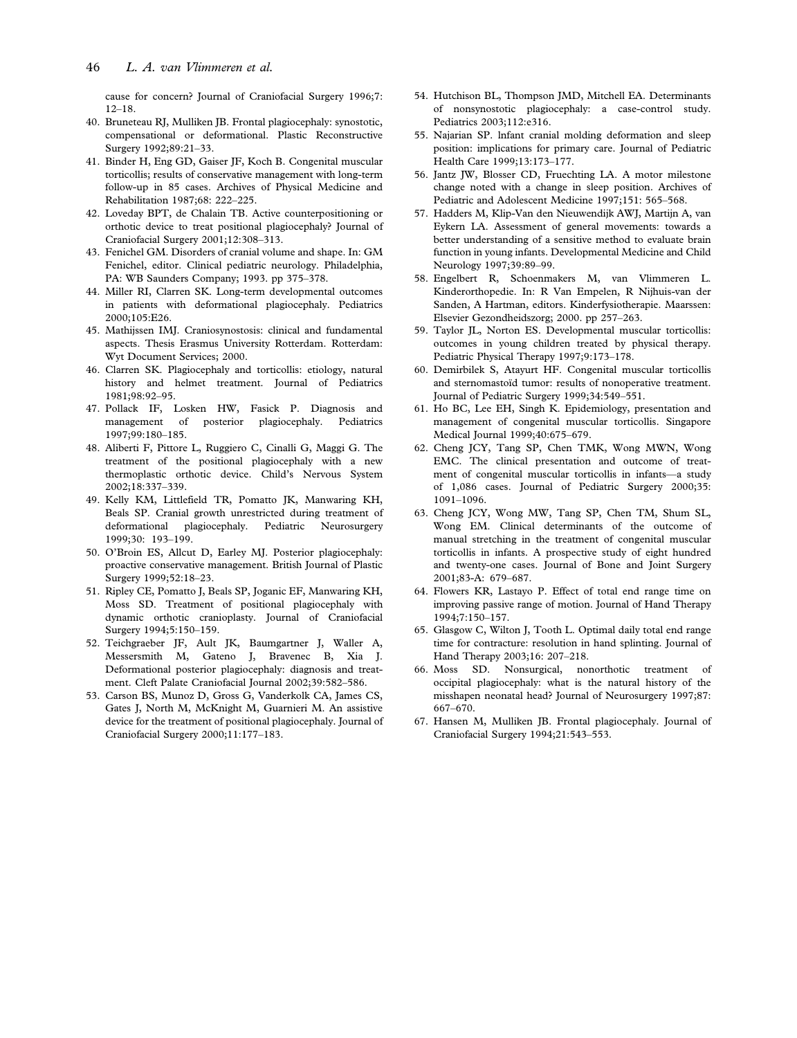cause for concern? Journal of Craniofacial Surgery 1996;7: 12–18.

40. Bruneteau RJ, Mulliken JB. Frontal plagiocephaly: synostotic, compensational or deformational. Plastic Reconstructive Surgery 1992;89:21–33.
41. Binder H, Eng GD, Gaiser JF, Koch B. Congenital muscular torticollis; results of conservative management with long-term follow-up in 85 cases. Archives of Physical Medicine and Rehabilitation 1987;68: 222–225.
42. Loveday BPT, de Chalain TB. Active counterpositioning or orthotic device to treat positional plagiocephaly? Journal of Craniofacial Surgery 2001;12:308–313.
43. Fenichel GM. Disorders of cranial volume and shape. In: GM Fenichel, editor. Clinical pediatric neurology. Philadelphia, PA: WB Saunders Company; 1993. pp 375–378.
44. Miller RI, Clarren SK. Long-term developmental outcomes in patients with deformational plagiocephaly. Pediatrics 2000;105:E26.
45. Mathijssen IMJ. Craniosynostosis: clinical and fundamental aspects. Thesis Erasmus University Rotterdam. Rotterdam: Wyt Document Services; 2000.
46. Clarren SK. Plagiocephaly and torticollis: etiology, natural history and helmet treatment. Journal of Pediatrics 1981;98:92–95.
47. Pollack IF, Losken HW, Fasick P. Diagnosis and management of posterior plagiocephaly. Pediatrics 1997;99:180–185.
48. Aliberti F, Pittore L, Ruggiero C, Cinalli G, Maggi G. The treatment of the positional plagiocephaly with a new thermoplastic orthotic device. Child's Nervous System 2002;18:337–339.
49. Kelly KM, Littlefield TR, Pomatto JK, Manwaring KH, Beals SP. Cranial growth unrestricted during treatment of deformational plagiocephaly. Pediatric Neurosurgery 1999;30: 193–199.
50. O'Broin ES, Allcut D, Earley MJ. Posterior plagiocephaly: proactive conservative management. British Journal of Plastic Surgery 1999;52:18–23.
51. Ripley CE, Pomatto J, Beals SP, Joganic EF, Manwaring KH, Moss SD. Treatment of positional plagiocephaly with dynamic orthotic cranioplasty. Journal of Craniofacial Surgery 1994;5:150–159.
52. Teichgraeber JF, Ault JK, Baumgartner J, Waller A, Messersmith M, Gateno J, Bravenec B, Xia J. Deformational posterior plagiocephaly: diagnosis and treatment. Cleft Palate Craniofacial Journal 2002;39:582–586.
53. Carson BS, Munoz D, Gross G, Vanderkolk CA, James CS, Gates J, North M, McKnight M, Guarnieri M. An assistive device for the treatment of positional plagiocephaly. Journal of Craniofacial Surgery 2000;11:177–183.
54. Hutchison BL, Thompson JMD, Mitchell EA. Determinants of nonsynostotic plagiocephaly: a case-control study. Pediatrics 2003;112:e316.
55. Najarian SP. lnfant cranial molding deformation and sleep position: implications for primary care. Journal of Pediatric Health Care 1999;13:173–177.
56. Jantz JW, Blosser CD, Fruechting LA. A motor milestone change noted with a change in sleep position. Archives of Pediatric and Adolescent Medicine 1997;151: 565–568.
57. Hadders M, Klip-Van den Nieuwendijk AWJ, Martijn A, van Eykern LA. Assessment of general movements: towards a better understanding of a sensitive method to evaluate brain function in young infants. Developmental Medicine and Child Neurology 1997;39:89–99.
58. Engelbert R, Schoenmakers M, van Vlimmeren L. Kinderorthopedie. In: R Van Empelen, R Nijhuis-van der Sanden, A Hartman, editors. Kinderfysiotherapie. Maarssen: Elsevier Gezondheidszorg; 2000. pp 257–263.
59. Taylor JL, Norton ES. Developmental muscular torticollis: outcomes in young children treated by physical therapy. Pediatric Physical Therapy 1997;9:173–178.
60. Demirbilek S, Atayurt HF. Congenital muscular torticollis and sternomastoïd tumor: results of nonoperative treatment. Journal of Pediatric Surgery 1999;34:549–551.
61. Ho BC, Lee EH, Singh K. Epidemiology, presentation and management of congenital muscular torticollis. Singapore Medical Journal 1999;40:675–679.
62. Cheng JCY, Tang SP, Chen TMK, Wong MWN, Wong EMC. The clinical presentation and outcome of treatment of congenital muscular torticollis in infants—a study of 1,086 cases. Journal of Pediatric Surgery 2000;35: 1091–1096.
63. Cheng JCY, Wong MW, Tang SP, Chen TM, Shum SL, Wong EM. Clinical determinants of the outcome of manual stretching in the treatment of congenital muscular torticollis in infants. A prospective study of eight hundred and twenty-one cases. Journal of Bone and Joint Surgery 2001;83-A: 679–687.
64. Flowers KR, Lastayo P. Effect of total end range time on improving passive range of motion. Journal of Hand Therapy 1994;7:150–157.
65. Glasgow C, Wilton J, Tooth L. Optimal daily total end range time for contracture: resolution in hand splinting. Journal of Hand Therapy 2003;16: 207–218.
66. Moss SD. Nonsurgical, nonorthotic treatment of occipital plagiocephaly: what is the natural history of the misshapen neonatal head? Journal of Neurosurgery 1997;87: 667–670.
67. Hansen M, Mulliken JB. Frontal plagiocephaly. Journal of Craniofacial Surgery 1994;21:543–553.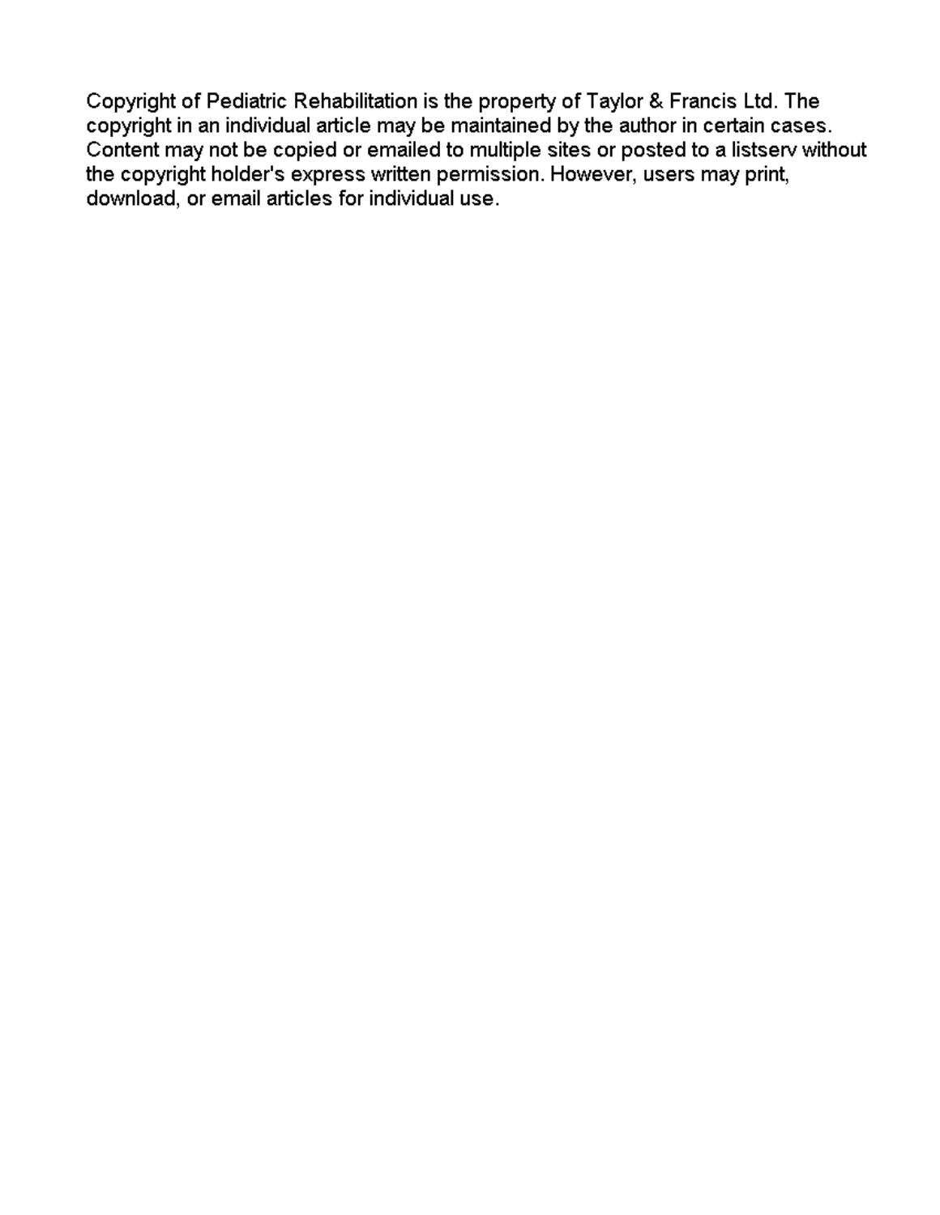Copyright of Pediatric Rehabilitation is the property of Taylor & Francis Ltd. The copyright in an individual article may be maintained by the author in certain cases. Content may not be copied or emailed to multiple sites or posted to a listserv without the copyright holder's express written permission. However, users may print, download, or email articles for individual use.